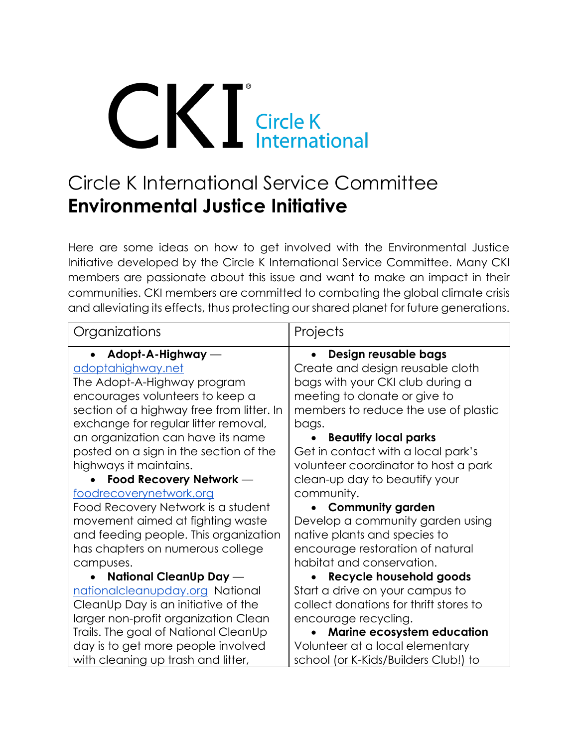CKI Circle K International

# Circle K International Service Committee
# **Environmental Justice Initiative**

Here are some ideas on how to get involved with the Environmental Justice Initiative developed by the Circle K International Service Committee. Many CKI members are passionate about this issue and want to make an impact in their communities. CKI members are committed to combating the global climate crisis and alleviating its effects, thus protecting our shared planet for future generations.

| Organizations | Projects |
| --- | --- |
| • **Adopt-A-Highway** — [adoptahighway.net](adoptahighway.net) The Adopt-A-Highway program encourages volunteers to keep a section of a highway free from litter. In exchange for regular litter removal, an organization can have its name posted on a sign in the section of the highways it maintains. • **Food Recovery Network** — [foodrecoverynetwork.org](foodrecoverynetwork.org) Food Recovery Network is a student movement aimed at fighting waste and feeding people. This organization has chapters on numerous college campuses. • **National CleanUp Day** — [nationalcleanupday.org](nationalcleanupday.org) National CleanUp Day is an initiative of the larger non-profit organization Clean Trails. The goal of National CleanUp day is to get more people involved with cleaning up trash and litter, | • **Design reusable bags** Create and design reusable cloth bags with your CKI club during a meeting to donate or give to members to reduce the use of plastic bags. • **Beautify local parks** Get in contact with a local park's volunteer coordinator to host a park clean-up day to beautify your community. • **Community garden** Develop a community garden using native plants and species to encourage restoration of natural habitat and conservation. • **Recycle household goods** Start a drive on your campus to collect donations for thrift stores to encourage recycling. • **Marine ecosystem education** Volunteer at a local elementary school (or K-Kids/Builders Club!) to |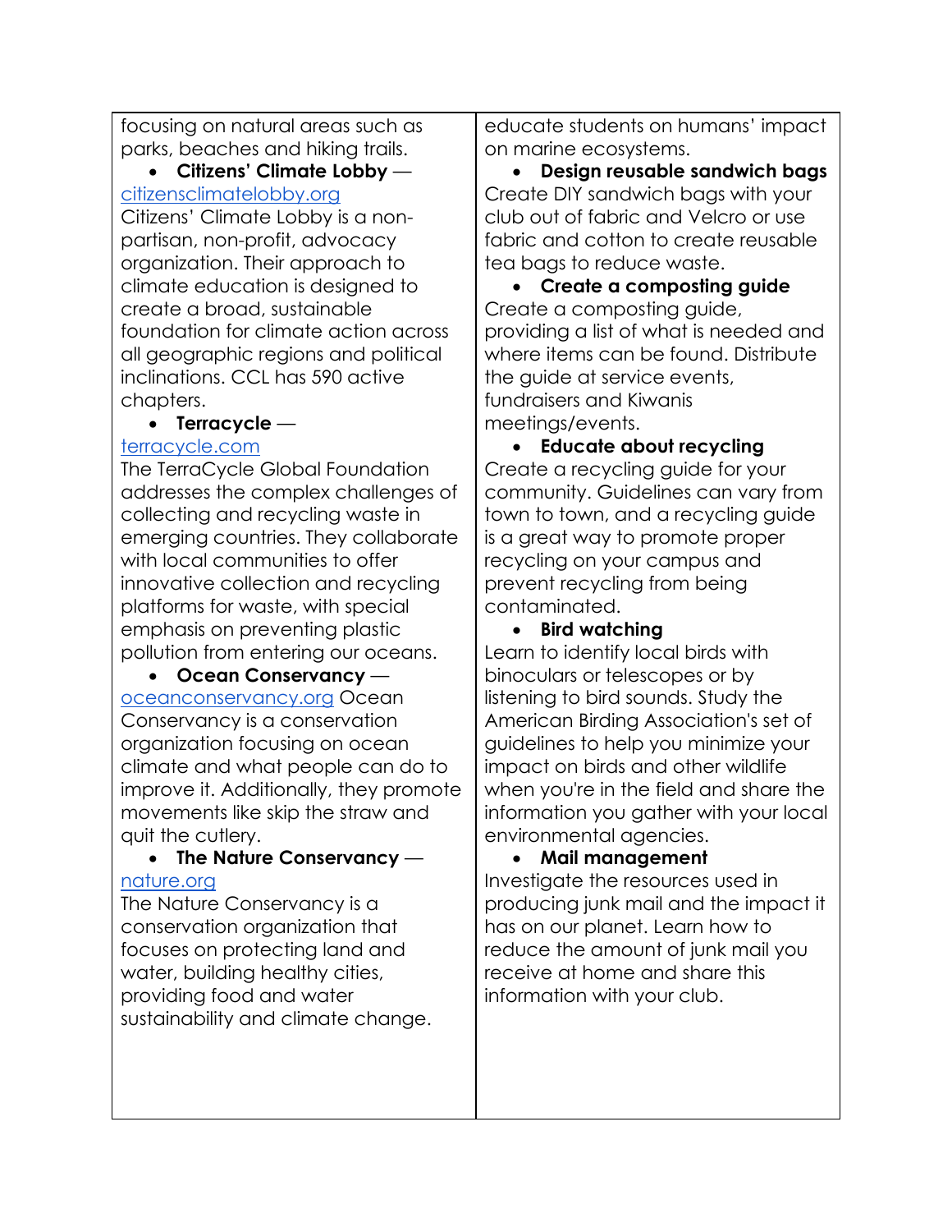focusing on natural areas such as parks, beaches and hiking trails.

- **Citizens' Climate Lobby** — citizensclimatelobby.org
Citizens' Climate Lobby is a non-partisan, non-profit, advocacy organization. Their approach to climate education is designed to create a broad, sustainable foundation for climate action across all geographic regions and political inclinations. CCL has 590 active chapters.

- **Terracycle** — terracycle.com
The TerraCycle Global Foundation addresses the complex challenges of collecting and recycling waste in emerging countries. They collaborate with local communities to offer innovative collection and recycling platforms for waste, with special emphasis on preventing plastic pollution from entering our oceans.

- **Ocean Conservancy** — oceanconservancy.org Ocean Conservancy is a conservation organization focusing on ocean climate and what people can do to improve it. Additionally, they promote movements like skip the straw and quit the cutlery.

- **The Nature Conservancy** — nature.org
The Nature Conservancy is a conservation organization that focuses on protecting land and water, building healthy cities, providing food and water sustainability and climate change.

educate students on humans' impact on marine ecosystems.

- **Design reusable sandwich bags**
Create DIY sandwich bags with your club out of fabric and Velcro or use fabric and cotton to create reusable tea bags to reduce waste.

- **Create a composting guide**
Create a composting guide, providing a list of what is needed and where items can be found. Distribute the guide at service events, fundraisers and Kiwanis meetings/events.

- **Educate about recycling**
Create a recycling guide for your community. Guidelines can vary from town to town, and a recycling guide is a great way to promote proper recycling on your campus and prevent recycling from being contaminated.

- **Bird watching**
Learn to identify local birds with binoculars or telescopes or by listening to bird sounds. Study the American Birding Association's set of guidelines to help you minimize your impact on birds and other wildlife when you're in the field and share the information you gather with your local environmental agencies.

- **Mail management**
Investigate the resources used in producing junk mail and the impact it has on our planet. Learn how to reduce the amount of junk mail you receive at home and share this information with your club.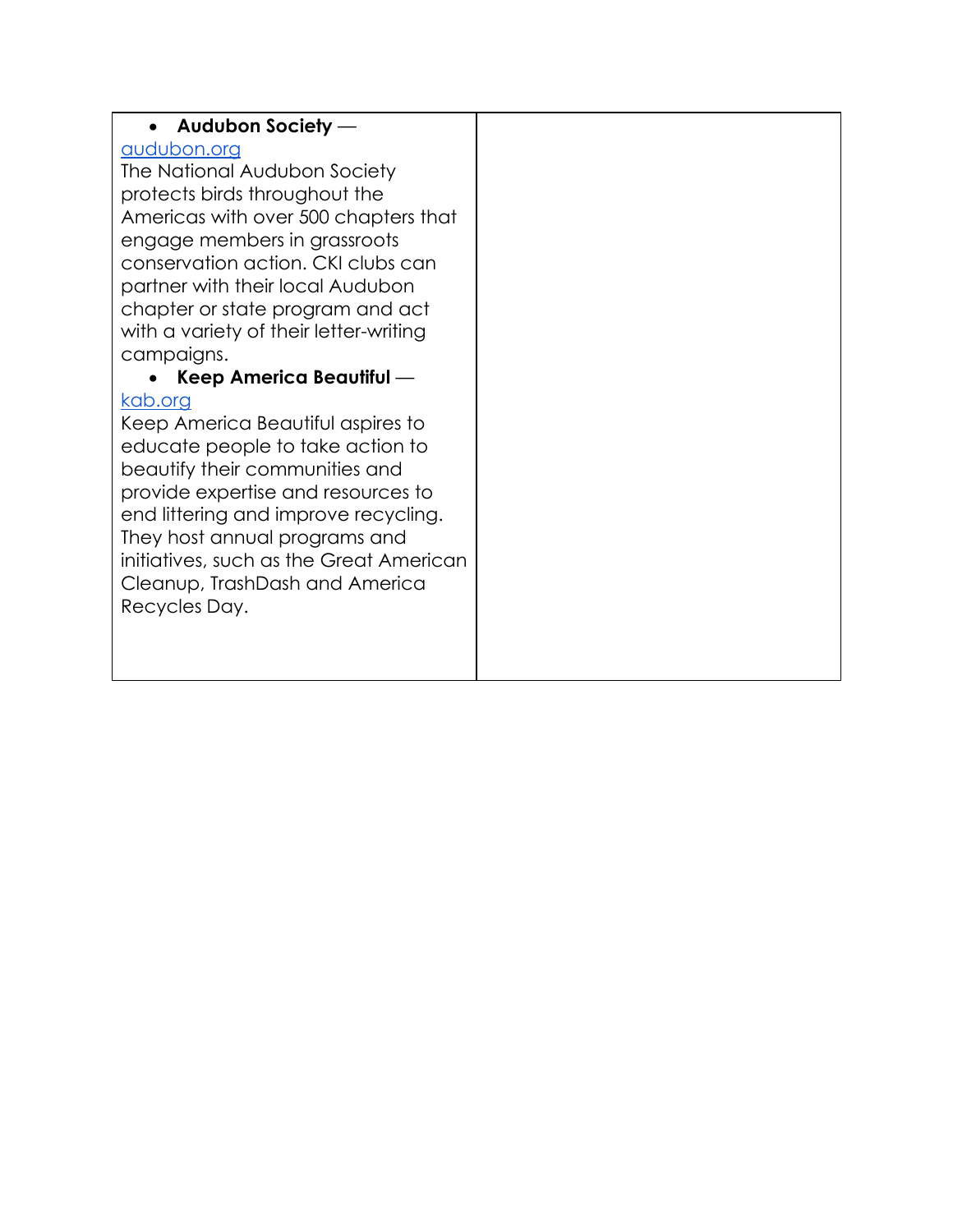| | |
|---|---|
| • **Audubon Society** — [audubon.org](audubon.org)<br>The National Audubon Society protects birds throughout the Americas with over 500 chapters that engage members in grassroots conservation action. CKI clubs can partner with their local Audubon chapter or state program and act with a variety of their letter-writing campaigns.<br>• **Keep America Beautiful** — [kab.org](kab.org)<br>Keep America Beautiful aspires to educate people to take action to beautify their communities and provide expertise and resources to end littering and improve recycling. They host annual programs and initiatives, such as the Great American Cleanup, TrashDash and America Recycles Day. | |